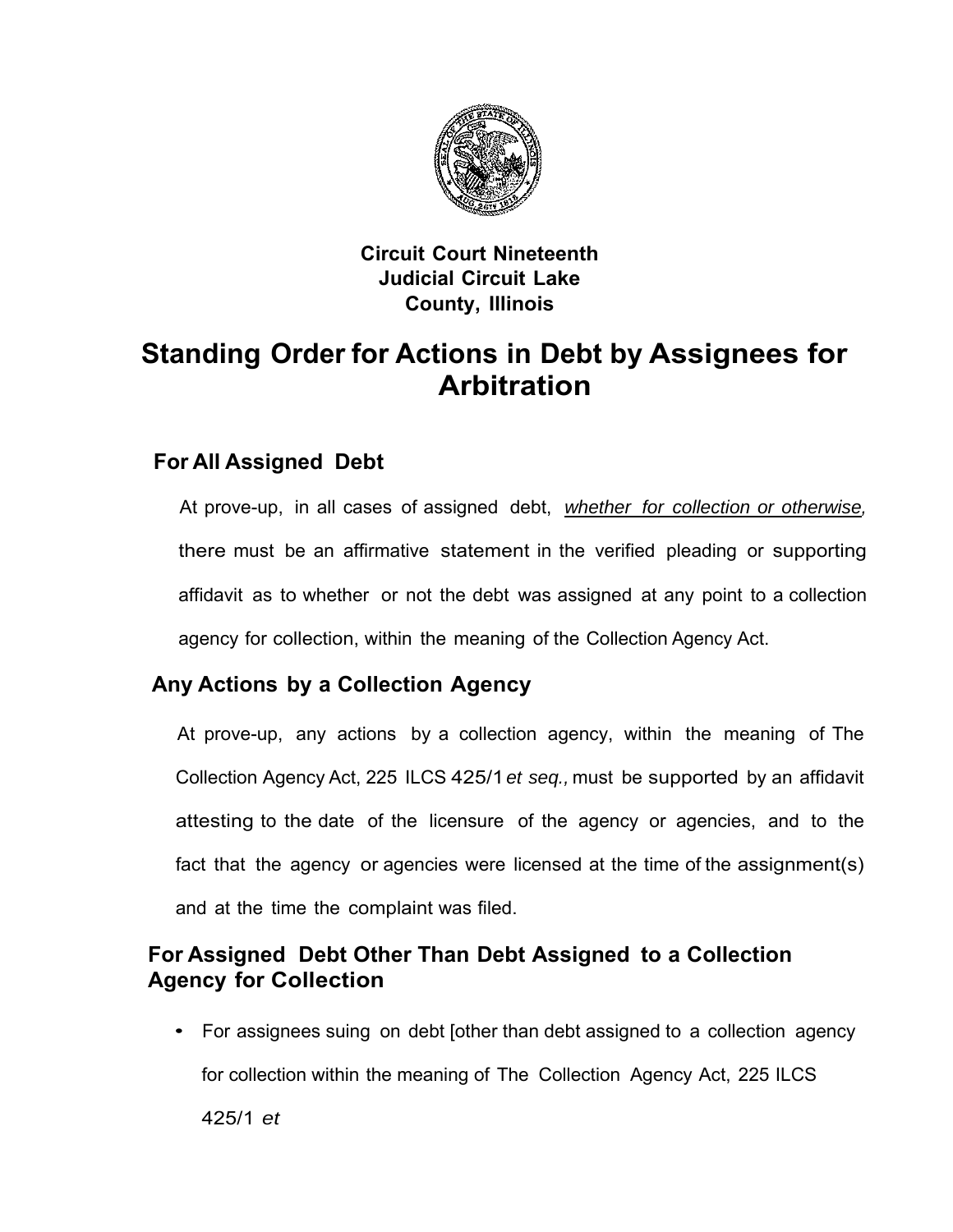**Circuit Court Nineteenth Judicial Circuit Lake County, Illinois**

# Standing Order for Actions in Debt by Assignees for Arbitration

## For All Assigned Debt

At prove-up, in all cases of assigned debt, *whether for collection or otherwise,* there must be an affirmative statement in the verified pleading or supporting affidavit as to whether or not the debt was assigned at any point to a collection agency for collection, within the meaning of the Collection Agency Act.

## Any Actions by a Collection Agency

At prove-up, any actions by a collection agency, within the meaning of The Collection Agency Act, 225 ILCS 425/1 *et seq.,* must be supported by an affidavit attesting to the date of the licensure of the agency or agencies, and to the fact that the agency or agencies were licensed at the time of the assignment(s) and at the time the complaint was filed.

## For Assigned Debt Other Than Debt Assigned to a Collection Agency for Collection

- For assignees suing on debt [other than debt assigned to a collection agency for collection within the meaning of The Collection Agency Act, 225 ILCS 425/1 *et*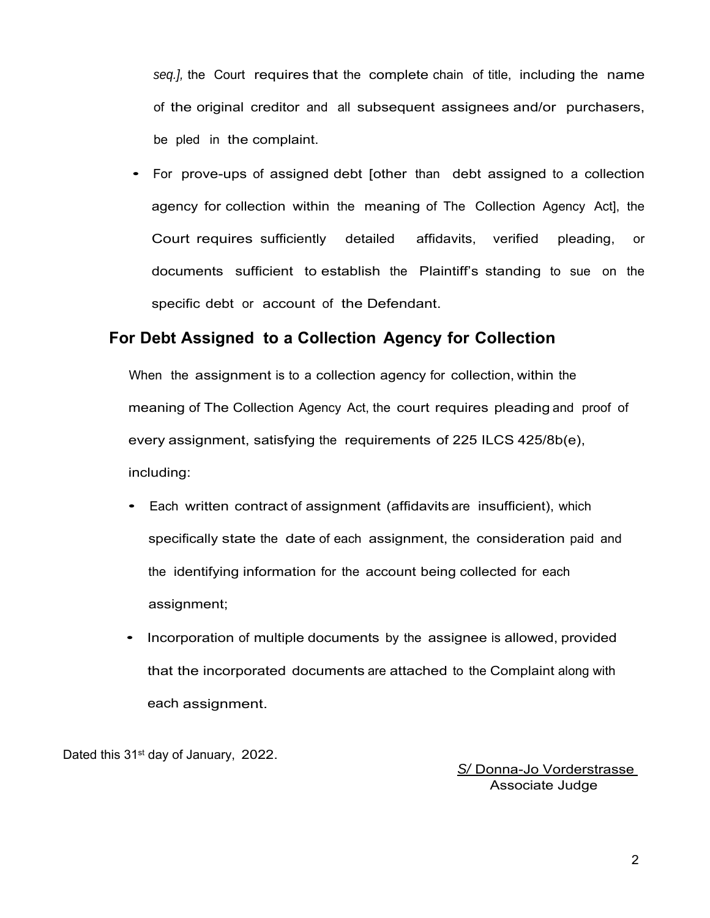*seq.],* the Court requires that the complete chain of title, including the name of the original creditor and all subsequent assignees and/or purchasers, be pled in the complaint.

- For prove-ups of assigned debt [other than debt assigned to a collection agency for collection within the meaning of The Collection Agency Act], the Court requires sufficiently detailed affidavits, verified pleading, or documents sufficient to establish the Plaintiff's standing to sue on the specific debt or account of the Defendant.

## For Debt Assigned to a Collection Agency for Collection

When the assignment is to a collection agency for collection, within the meaning of The Collection Agency Act, the court requires pleading and proof of every assignment, satisfying the requirements of 225 ILCS 425/8b(e), including:

- Each written contract of assignment (affidavits are insufficient), which specifically state the date of each assignment, the consideration paid and the identifying information for the account being collected for each assignment;
- Incorporation of multiple documents by the assignee is allowed, provided that the incorporated documents are attached to the Complaint along with each assignment.

Dated this 31st day of January, 2022.

S/ Donna-Jo Vorderstrasse
Associate Judge